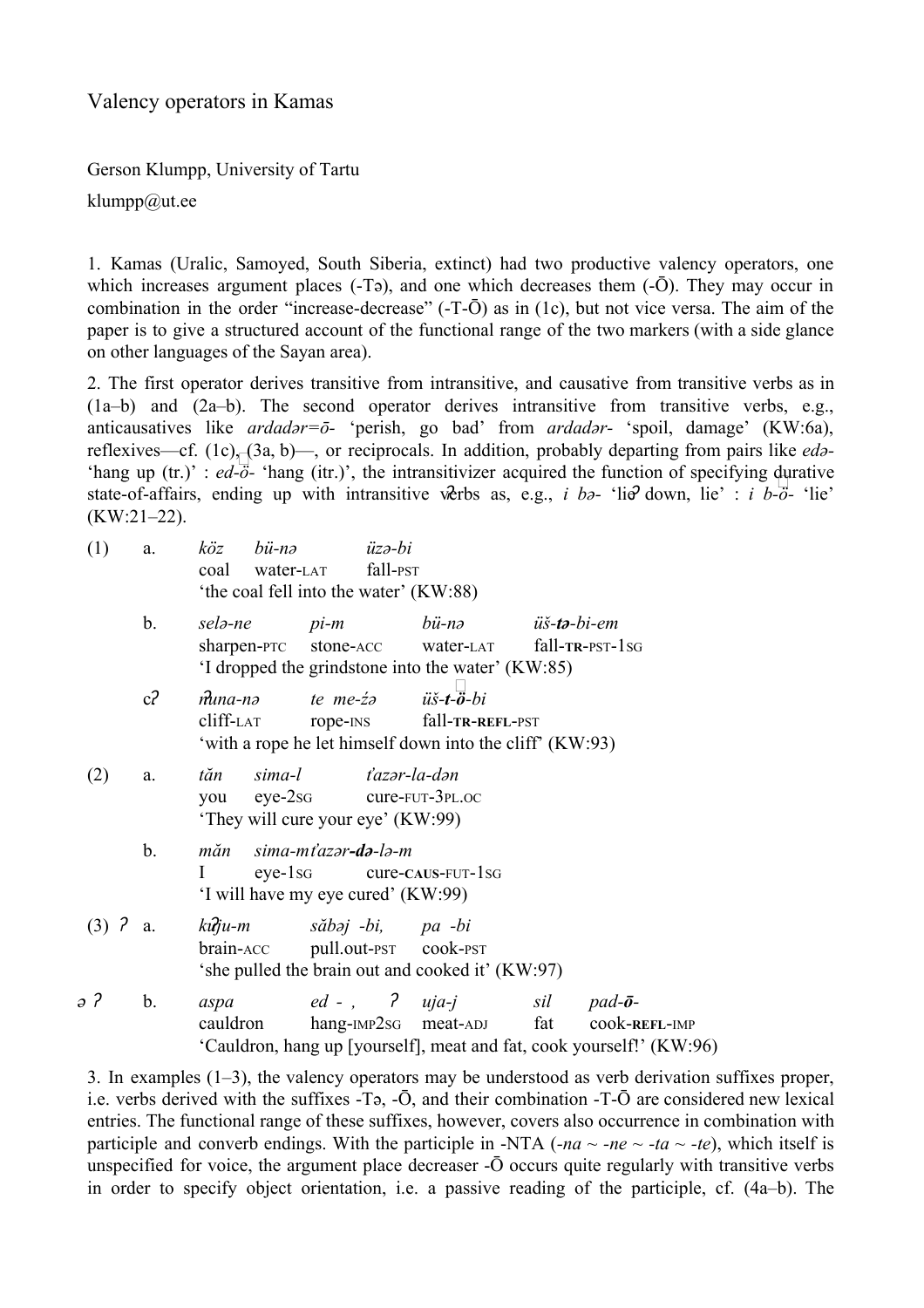Valency operators in Kamas

Gerson Klumpp, University of Tartu

klumpp@ut.ee

1. Kamas (Uralic, Samoyed, South Siberia, extinct) had two productive valency operators, one which increases argument places (-Tə), and one which decreases them (-Ō). They may occur in combination in the order "increase-decrease" (-T-Ō) as in (1c), but not vice versa. The aim of the paper is to give a structured account of the functional range of the two markers (with a side glance on other languages of the Sayan area).

2. The first operator derives transitive from intransitive, and causative from transitive verbs as in (1a–b) and (2a–b). The second operator derives intransitive from transitive verbs, e.g., anticausatives like *ardadər=ō-* 'perish, go bad' from *ardadər-* 'spoil, damage' (KW:6a), reflexives—cf. (1c), (3a, b)—, or reciprocals. In addition, probably departing from pairs like *edə-* 'hang up (tr.)' : *ed-ö-* 'hang (itr.)', the intransitivizer acquired the function of specifying durative state-of-affairs, ending up with intransitive verbs as, e.g., *i bə-* 'lie down, lie' : *i b-ö-* 'lie' (KW:21–22).

(1) a. *köz bü-nə üzə-bi*
coal water-LAT fall-PST
'the coal fell into the water' (KW:88)

b. *selə-ne pi-m bü-nə üš-**tə**-bi-em*
sharpen-PTC stone-ACC water-LAT fall-**TR**-PST-1SG
'I dropped the grindstone into the water' (KW:85)

c. *muna-nə te me-źə üš-**t**-**ö**-bi*
cliff-LAT rope-INS fall-**TR**-**REFL**-PST
'with a rope he let himself down into the cliff' (KW:93)

(2) a. *tăn sima-l t'azər-la-dən*
you eye-2SG cure-FUT-3PL.OC
'They will cure your eye' (KW:99)

b. *măn sima-m t'azər-**də**-lə-m*
I eye-1SG cure-**CAUS**-FUT-1SG
'I will have my eye cured' (KW:99)

(3) a. *kuju-m săbəj -bi, pa -bi*
brain-ACC pull.out-PST cook-PST
'she pulled the brain out and cooked it' (KW:97)

b. *aspa ed - , uja-j sil pad-**ō**-*
cauldron hang-IMP2SG meat-ADJ fat cook-**REFL**-IMP
'Cauldron, hang up [yourself], meat and fat, cook yourself!' (KW:96)

3. In examples (1–3), the valency operators may be understood as verb derivation suffixes proper, i.e. verbs derived with the suffixes -Tə, -Ō, and their combination -T-Ō are considered new lexical entries. The functional range of these suffixes, however, covers also occurrence in combination with participle and converb endings. With the participle in -NTA (*-na ~ -ne ~ -ta ~ -te*), which itself is unspecified for voice, the argument place decreaser -Ō occurs quite regularly with transitive verbs in order to specify object orientation, i.e. a passive reading of the participle, cf. (4a–b). The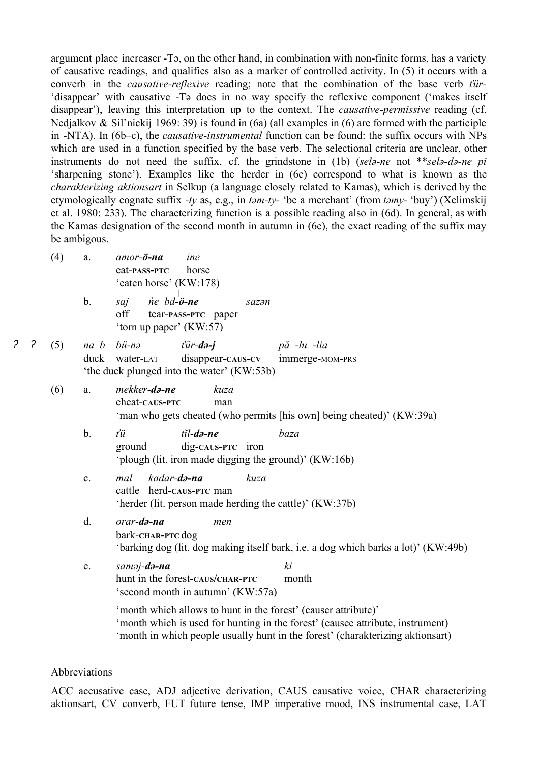argument place increaser -Tə, on the other hand, in combination with non-finite forms, has a variety of causative readings, and qualifies also as a marker of controlled activity. In (5) it occurs with a converb in the *causative-reflexive* reading; note that the combination of the base verb *t́ür-* 'disappear' with causative -Tə does in no way specify the reflexive component ('makes itself disappear'), leaving this interpretation up to the context. The *causative-permissive* reading (cf. Nedjalkov & Sil'nickij 1969: 39) is found in (6a) (all examples in (6) are formed with the participle in -NTA). In (6b–c), the *causative-instrumental* function can be found: the suffix occurs with NPs which are used in a function specified by the base verb. The selectional criteria are unclear, other instruments do not need the suffix, cf. the grindstone in (1b) (*selə-ne* not ***selə-də-ne pi* 'sharpening stone'). Examples like the herder in (6c) correspond to what is known as the *charakterizing aktionsart* in Selkup (a language closely related to Kamas), which is derived by the etymologically cognate suffix *-ty* as, e.g., in *təm-ty-* 'be a merchant' (from *təmy-* 'buy') (Xelimskij et al. 1980: 233). The characterizing function is a possible reading also in (6d). In general, as with the Kamas designation of the second month in autumn in (6e), the exact reading of the suffix may be ambigous.

(4) a. *amor-**ō-na*** *ine*
eat-PASS-PTC horse
'eaten horse' (KW:178)

b. *saj* *ńe bd-**ö-ne*** *sazən*
off tear-PASS-PTC paper
'torn up paper' (KW:57)

(5) *na b* *bü-nə* *t́ür-**də-j*** *pă -lu -lia*
duck water-LAT disappear-CAUS-CV immerge-MOM-PRS
'the duck plunged into the water' (KW:53b)

(6) a. *mekker-**də-ne*** *kuza*
cheat-CAUS-PTC man
'man who gets cheated (who permits [his own] being cheated)' (KW:39a)

b. *t́ü* *tĭl-**də-ne*** *baza*
ground dig-CAUS-PTC iron
'plough (lit. iron made digging the ground)' (KW:16b)

c. *mal* *kadar-**də-na*** *kuza*
cattle herd-CAUS-PTC man
'herder (lit. person made herding the cattle)' (KW:37b)

d. *orar-**də-na*** *men*
bark-CHAR-PTC dog
'barking dog (lit. dog making itself bark, i.e. a dog which barks a lot)' (KW:49b)

e. *saməj-**də-na*** *ki*
hunt in the forest-CAUS/CHAR-PTC month
'second month in autumn' (KW:57a)

'month which allows to hunt in the forest' (causer attribute)'
'month which is used for hunting in the forest' (causee attribute, instrument)
'month in which people usually hunt in the forest' (charakterizing aktionsart)

Abbreviations

ACC accusative case, ADJ adjective derivation, CAUS causative voice, CHAR characterizing aktionsart, CV converb, FUT future tense, IMP imperative mood, INS instrumental case, LAT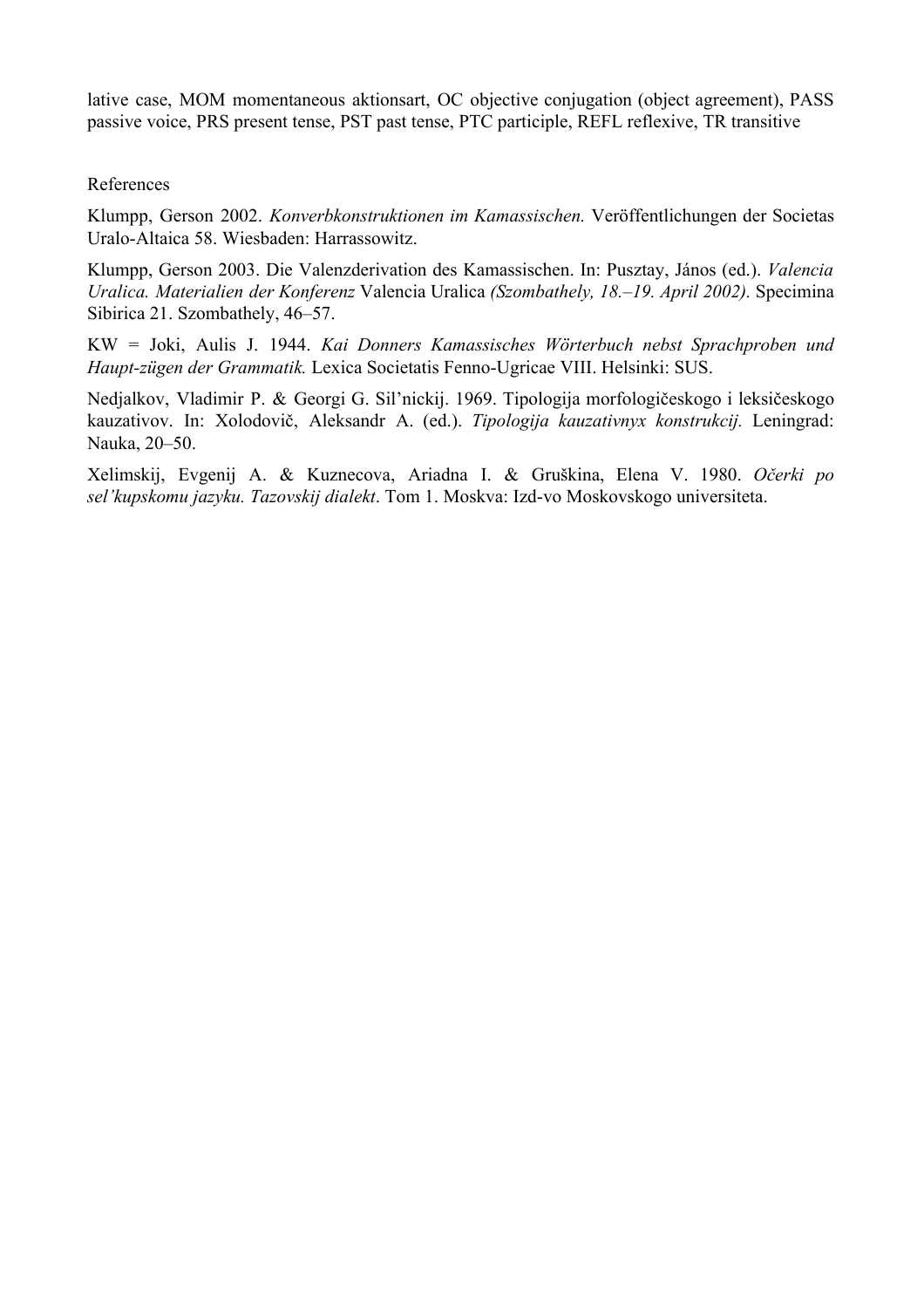lative case, MOM momentaneous aktionsart, OC objective conjugation (object agreement), PASS passive voice, PRS present tense, PST past tense, PTC participle, REFL reflexive, TR transitive

References

Klumpp, Gerson 2002. *Konverbkonstruktionen im Kamassischen.* Veröffentlichungen der Societas Uralo-Altaica 58. Wiesbaden: Harrassowitz.

Klumpp, Gerson 2003. Die Valenzderivation des Kamassischen. In: Pusztay, János (ed.). *Valencia Uralica. Materialien der Konferenz* Valencia Uralica *(Szombathely, 18.–19. April 2002).* Specimina Sibirica 21. Szombathely, 46–57.

KW = Joki, Aulis J. 1944. *Kai Donners Kamassisches Wörterbuch nebst Sprachproben und Haupt-zügen der Grammatik.* Lexica Societatis Fenno-Ugricae VIII. Helsinki: SUS.

Nedjalkov, Vladimir P. & Georgi G. Sil'nickij. 1969. Tipologija morfologičeskogo i leksičeskogo kauzativov. In: Xolodovič, Aleksandr A. (ed.). *Tipologija kauzativnyx konstrukcij.* Leningrad: Nauka, 20–50.

Xelimskij, Evgenij A. & Kuznecova, Ariadna I. & Gruškina, Elena V. 1980. *Očerki po sel'kupskomu jazyku. Tazovskij dialekt*. Tom 1. Moskva: Izd-vo Moskovskogo universiteta.